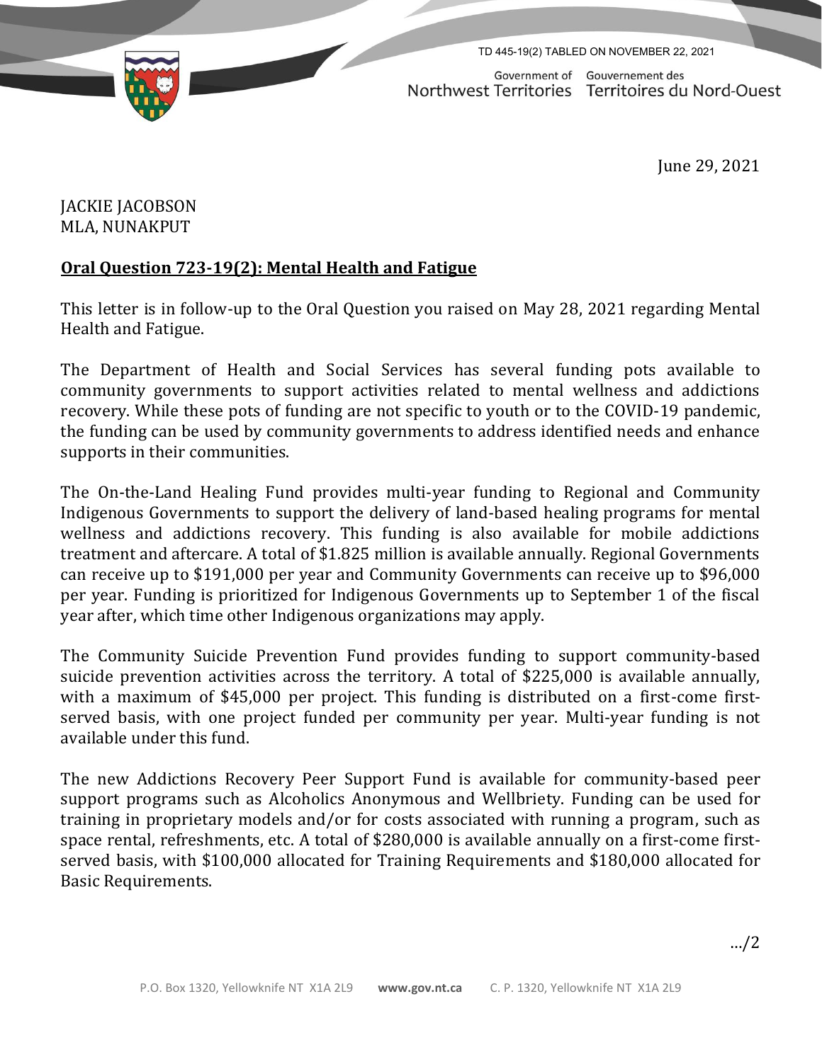TD 445-19(2) TABLED ON NOVEMBER 22, 2021

Government of Northwest Territories — Gouvernement des Territoires du Nord-Ouest

June 29, 2021

JACKIE JACOBSON
MLA, NUNAKPUT

**Oral Question 723-19(2): Mental Health and Fatigue**

This letter is in follow-up to the Oral Question you raised on May 28, 2021 regarding Mental Health and Fatigue.

The Department of Health and Social Services has several funding pots available to community governments to support activities related to mental wellness and addictions recovery. While these pots of funding are not specific to youth or to the COVID-19 pandemic, the funding can be used by community governments to address identified needs and enhance supports in their communities.

The On-the-Land Healing Fund provides multi-year funding to Regional and Community Indigenous Governments to support the delivery of land-based healing programs for mental wellness and addictions recovery. This funding is also available for mobile addictions treatment and aftercare. A total of $1.825 million is available annually. Regional Governments can receive up to $191,000 per year and Community Governments can receive up to $96,000 per year. Funding is prioritized for Indigenous Governments up to September 1 of the fiscal year after, which time other Indigenous organizations may apply.

The Community Suicide Prevention Fund provides funding to support community-based suicide prevention activities across the territory. A total of $225,000 is available annually, with a maximum of $45,000 per project. This funding is distributed on a first-come first-served basis, with one project funded per community per year. Multi-year funding is not available under this fund.

The new Addictions Recovery Peer Support Fund is available for community-based peer support programs such as Alcoholics Anonymous and Wellbriety. Funding can be used for training in proprietary models and/or for costs associated with running a program, such as space rental, refreshments, etc. A total of $280,000 is available annually on a first-come first-served basis, with $100,000 allocated for Training Requirements and $180,000 allocated for Basic Requirements.

…/2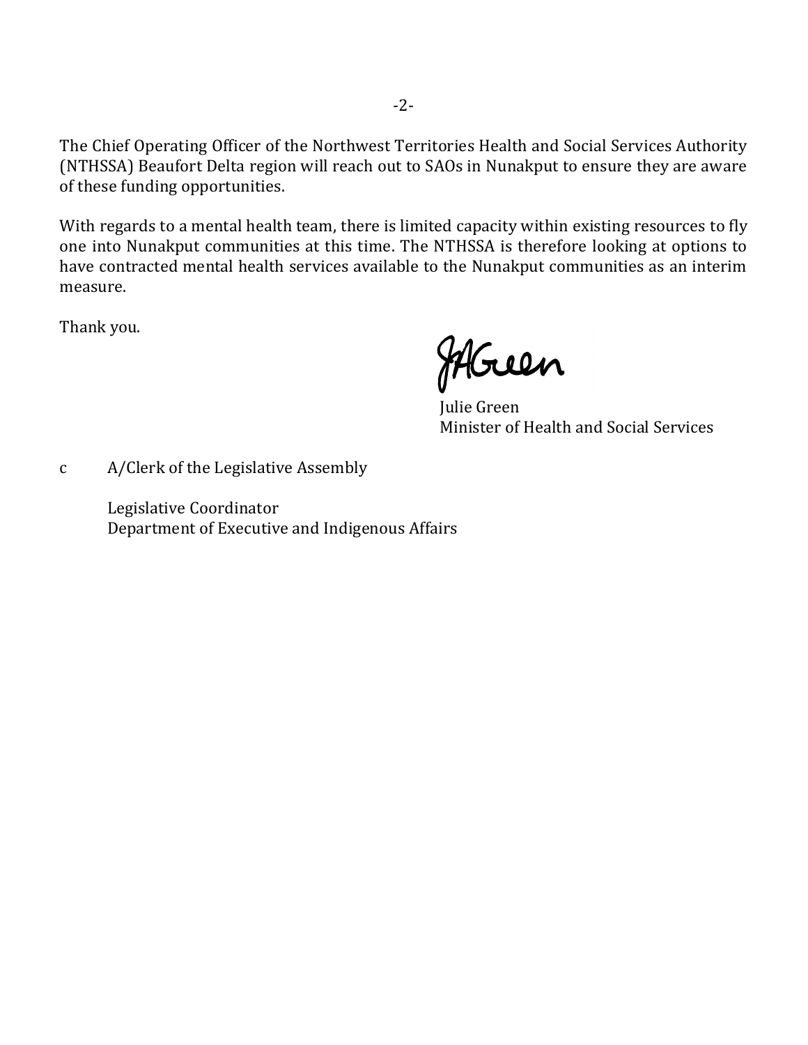The Chief Operating Officer of the Northwest Territories Health and Social Services Authority (NTHSSA) Beaufort Delta region will reach out to SAOs in Nunakput to ensure they are aware of these funding opportunities.

With regards to a mental health team, there is limited capacity within existing resources to fly one into Nunakput communities at this time. The NTHSSA is therefore looking at options to have contracted mental health services available to the Nunakput communities as an interim measure.

Thank you.

Julie Green
Minister of Health and Social Services

c A/Clerk of the Legislative Assembly

Legislative Coordinator
Department of Executive and Indigenous Affairs